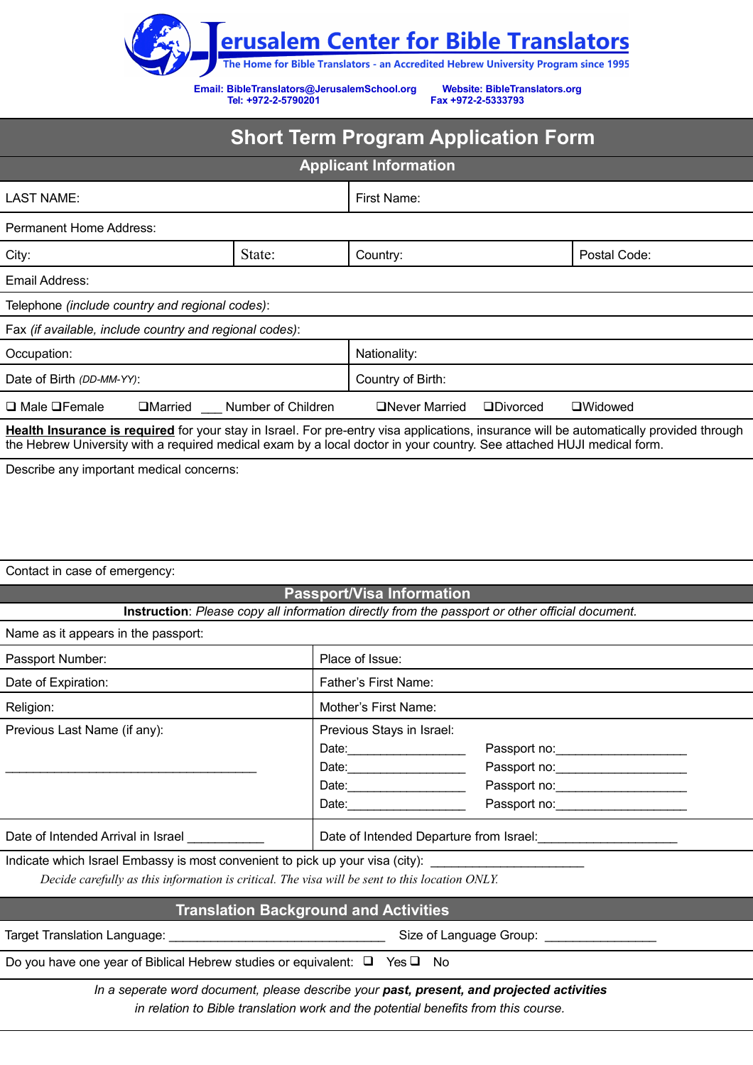# Jerusalem Center for Bible Translators

The Home for Bible Translators - an Accredited Hebrew University Program since 1995

Email: BibleTranslators@JerusalemSchool.org Website: BibleTranslators.org
Tel: +972-2-5790201 Fax +972-2-5333793

## Short Term Program Application Form

### Applicant Information

| LAST NAME: | | First Name: | |
|---|---|---|---|
| Permanent Home Address: | | | |
| City: | State: | Country: | Postal Code: |
| Email Address: | | | |
| Telephone *(include country and regional codes)*: | | | |
| Fax *(if available, include country and regional codes)*: | | | |
| Occupation: | | Nationality: | |
| Date of Birth *(DD-MM-YY)*: | | Country of Birth: | |

❑ Male ❑Female ❑Married ___ Number of Children ❑Never Married ❑Divorced ❑Widowed

**Health Insurance is required** for your stay in Israel. For pre-entry visa applications, insurance will be automatically provided through the Hebrew University with a required medical exam by a local doctor in your country. See attached HUJI medical form.

Describe any important medical concerns:

Contact in case of emergency:

### Passport/Visa Information

**Instruction**: *Please copy all information directly from the passport or other official document.*

Name as it appears in the passport:

| Passport Number: | Place of Issue: |
|---|---|
| Date of Expiration: | Father's First Name: |
| Religion: | Mother's First Name: |
| Previous Last Name (if any): ____________________________________ | Previous Stays in Israel: Date:_________________ Passport no:___________________ Date:_________________ Passport no:___________________ Date:_________________ Passport no:___________________ Date:_________________ Passport no:___________________ |
| Date of Intended Arrival in Israel ___________ | Date of Intended Departure from Israel:____________________ |

Indicate which Israel Embassy is most convenient to pick up your visa (city): ______________________

*Decide carefully as this information is critical. The visa will be sent to this location ONLY.*

### Translation Background and Activities

Target Translation Language: _______________________________ Size of Language Group: ________________

Do you have one year of Biblical Hebrew studies or equivalent: ❑ Yes ❑ No

*In a seperate word document, please describe your **past, present, and projected activities** in relation to Bible translation work and the potential benefits from this course.*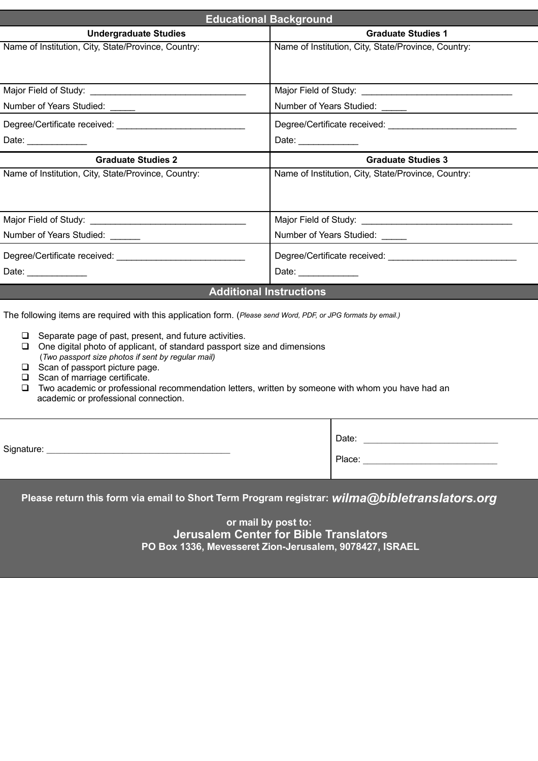## Educational Background

| Undergraduate Studies | Graduate Studies 1 |
|---|---|
| Name of Institution, City, State/Province, Country: | Name of Institution, City, State/Province, Country: |
| Major Field of Study: _______________________________ | Major Field of Study: ______________________________ |
| Number of Years Studied: _____ | Number of Years Studied: _____ |
| Degree/Certificate received: _________________________ | Degree/Certificate received: _________________________ |
| Date: ____________ | Date: ____________ |
| **Graduate Studies 2** | **Graduate Studies 3** |
| Name of Institution, City, State/Province, Country: | Name of Institution, City, State/Province, Country: |
| Major Field of Study: _______________________________ | Major Field of Study: ______________________________ |
| Number of Years Studied: ______ | Number of Years Studied: _____ |
| Degree/Certificate received: _________________________ | Degree/Certificate received: _________________________ |
| Date: ____________ | Date: ____________ |

## Additional Instructions

The following items are required with this application form. (*Please send Word, PDF, or JPG formats by email.*)

- ❑ Separate page of past, present, and future activities.
- ❑ One digital photo of applicant, of standard passport size and dimensions (*Two passport size photos if sent by regular mail*)
- ❑ Scan of passport picture page.
- ❑ Scan of marriage certificate.
- ❑ Two academic or professional recommendation letters, written by someone with whom you have had an academic or professional connection.

| | |
|---|---|
| Signature: ______________________________________ | Date: ___________________________ |
| | Place: ___________________________ |

**Please return this form via email to Short Term Program registrar: *wilma@bibletranslators.org***

**or mail by post to:**

**Jerusalem Center for Bible Translators**

**PO Box 1336, Mevesseret Zion-Jerusalem, 9078427, ISRAEL**